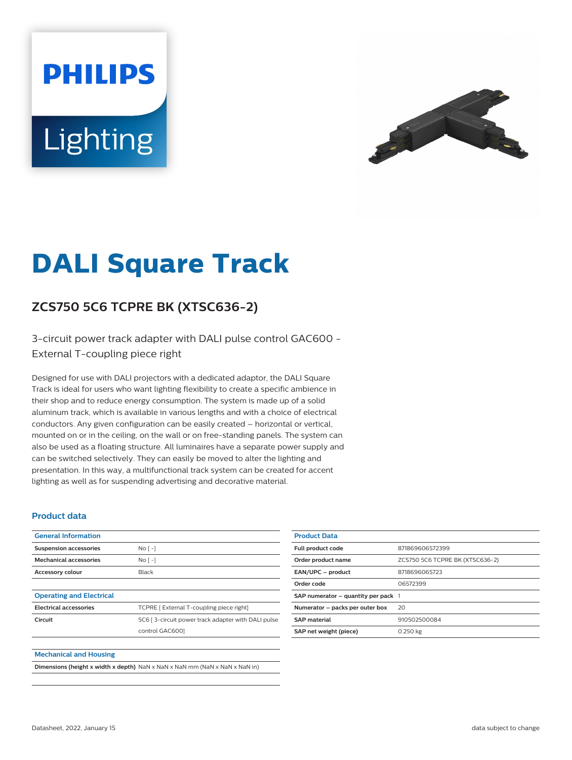# DALI Square Track

## ZCS750 5C6 TCPRE BK (XTSC636-2)

3-circuit power track adapter with DALI pulse control GAC600 - External T-coupling piece right

Designed for use with DALI projectors with a dedicated adaptor, the DALI Square Track is ideal for users who want lighting flexibility to create a specific ambience in their shop and to reduce energy consumption. The system is made up of a solid aluminum track, which is available in various lengths and with a choice of electrical conductors. Any given configuration can be easily created – horizontal or vertical, mounted on or in the ceiling, on the wall or on free-standing panels. The system can also be used as a floating structure. All luminaires have a separate power supply and can be switched selectively. They can easily be moved to alter the lighting and presentation. In this way, a multifunctional track system can be created for accent lighting as well as for suspending advertising and decorative material.

### Product data

| General Information | |
|---|---|
| **Suspension accessories** | No [ -] |
| **Mechanical accessories** | No [ -] |
| **Accessory colour** | Black |

| Operating and Electrical | |
|---|---|
| **Electrical accessories** | TCPRE [ External T-coupling piece right] |
| **Circuit** | 5C6 [ 3-circuit power track adapter with DALI pulse control GAC600] |

| Mechanical and Housing | |
|---|---|
| **Dimensions (height x width x depth)** | NaN x NaN x NaN mm (NaN x NaN x NaN in) |

| Product Data | |
|---|---|
| **Full product code** | 871869606572399 |
| **Order product name** | ZCS750 5C6 TCPRE BK (XTSC636-2) |
| **EAN/UPC – product** | 8718696065723 |
| **Order code** | 06572399 |
| **SAP numerator – quantity per pack** | 1 |
| **Numerator – packs per outer box** | 20 |
| **SAP material** | 910502500084 |
| **SAP net weight (piece)** | 0.250 kg |

Datasheet, 2022, January 15 — data subject to change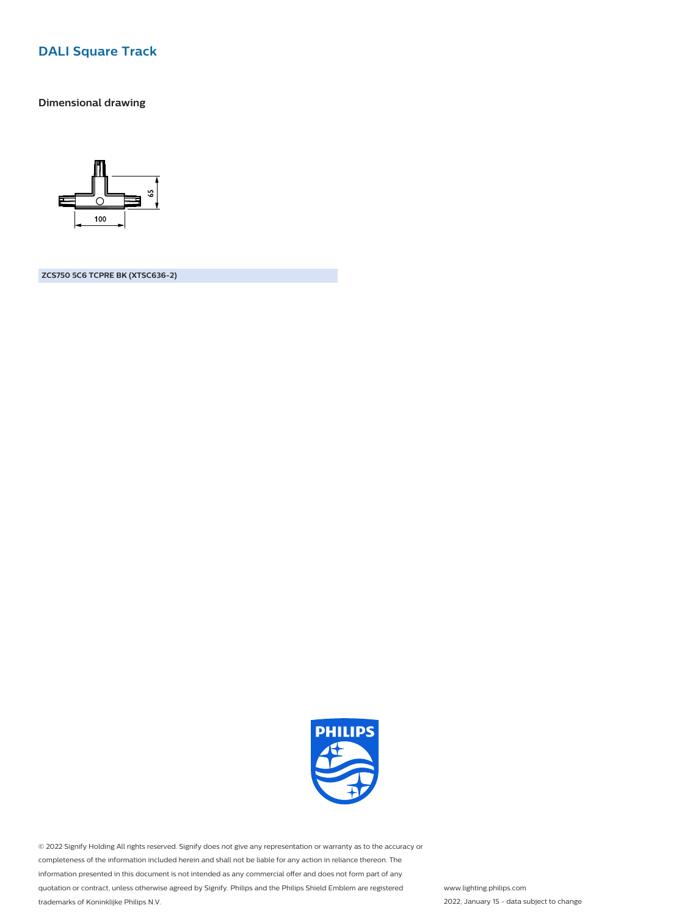# DALI Square Track

## Dimensional drawing

65

100

**ZCS750 5C6 TCPRE BK (XTSC636-2)**

© 2022 Signify Holding All rights reserved. Signify does not give any representation or warranty as to the accuracy or completeness of the information included herein and shall not be liable for any action in reliance thereon. The information presented in this document is not intended as any commercial offer and does not form part of any quotation or contract, unless otherwise agreed by Signify. Philips and the Philips Shield Emblem are registered trademarks of Koninklijke Philips N.V.

www.lighting.philips.com

2022, January 15 - data subject to change